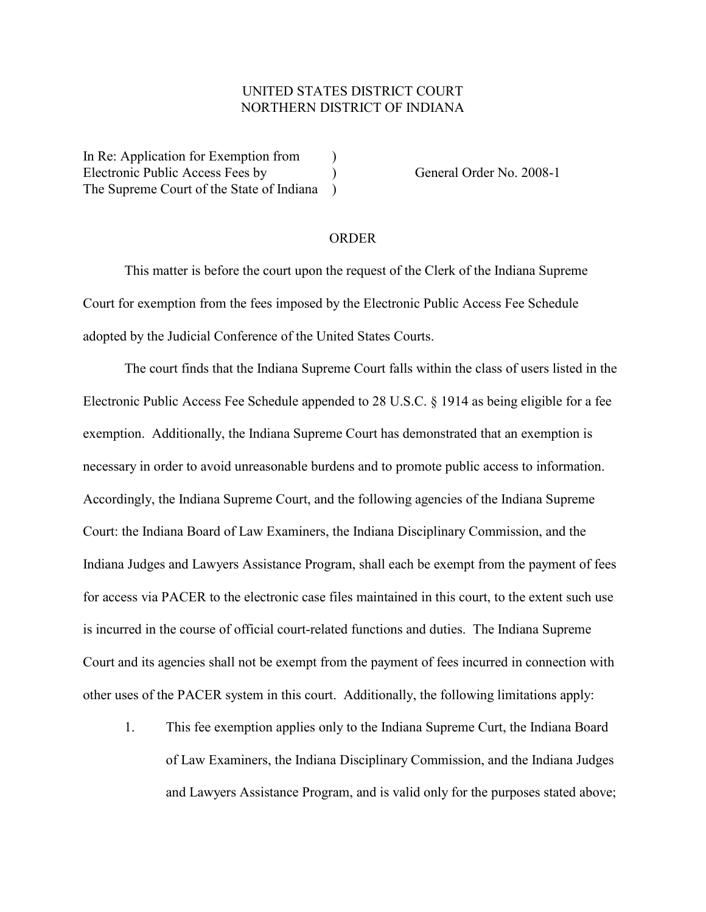UNITED STATES DISTRICT COURT
NORTHERN DISTRICT OF INDIANA

In Re: Application for Exemption from Electronic Public Access Fees by The Supreme Court of the State of Indiana

General Order No. 2008-1

## ORDER

This matter is before the court upon the request of the Clerk of the Indiana Supreme Court for exemption from the fees imposed by the Electronic Public Access Fee Schedule adopted by the Judicial Conference of the United States Courts.

The court finds that the Indiana Supreme Court falls within the class of users listed in the Electronic Public Access Fee Schedule appended to 28 U.S.C. § 1914 as being eligible for a fee exemption. Additionally, the Indiana Supreme Court has demonstrated that an exemption is necessary in order to avoid unreasonable burdens and to promote public access to information. Accordingly, the Indiana Supreme Court, and the following agencies of the Indiana Supreme Court: the Indiana Board of Law Examiners, the Indiana Disciplinary Commission, and the Indiana Judges and Lawyers Assistance Program, shall each be exempt from the payment of fees for access via PACER to the electronic case files maintained in this court, to the extent such use is incurred in the course of official court-related functions and duties. The Indiana Supreme Court and its agencies shall not be exempt from the payment of fees incurred in connection with other uses of the PACER system in this court. Additionally, the following limitations apply:

1. This fee exemption applies only to the Indiana Supreme Curt, the Indiana Board of Law Examiners, the Indiana Disciplinary Commission, and the Indiana Judges and Lawyers Assistance Program, and is valid only for the purposes stated above;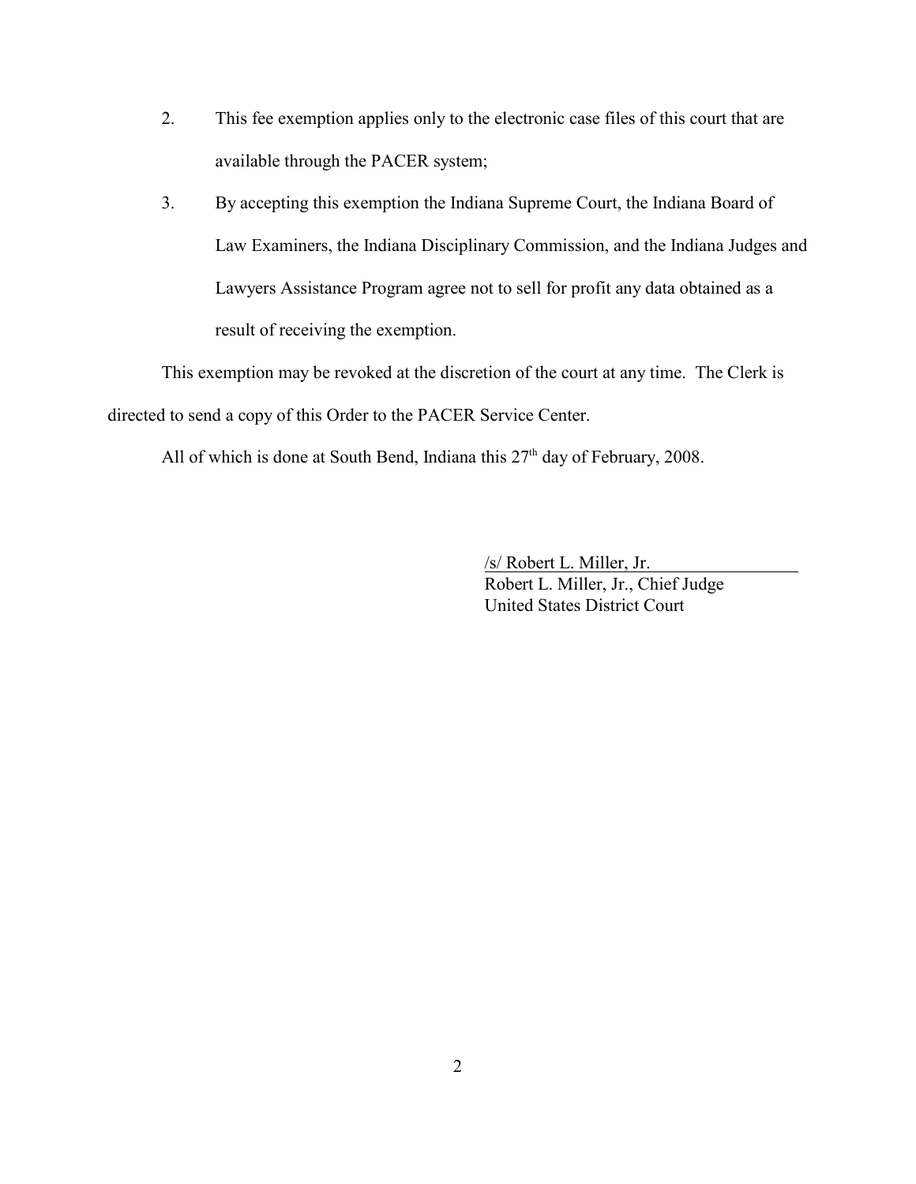2. This fee exemption applies only to the electronic case files of this court that are available through the PACER system;

3. By accepting this exemption the Indiana Supreme Court, the Indiana Board of Law Examiners, the Indiana Disciplinary Commission, and the Indiana Judges and Lawyers Assistance Program agree not to sell for profit any data obtained as a result of receiving the exemption.

This exemption may be revoked at the discretion of the court at any time. The Clerk is directed to send a copy of this Order to the PACER Service Center.

All of which is done at South Bend, Indiana this 27th day of February, 2008.

/s/ Robert L. Miller, Jr.
Robert L. Miller, Jr., Chief Judge
United States District Court